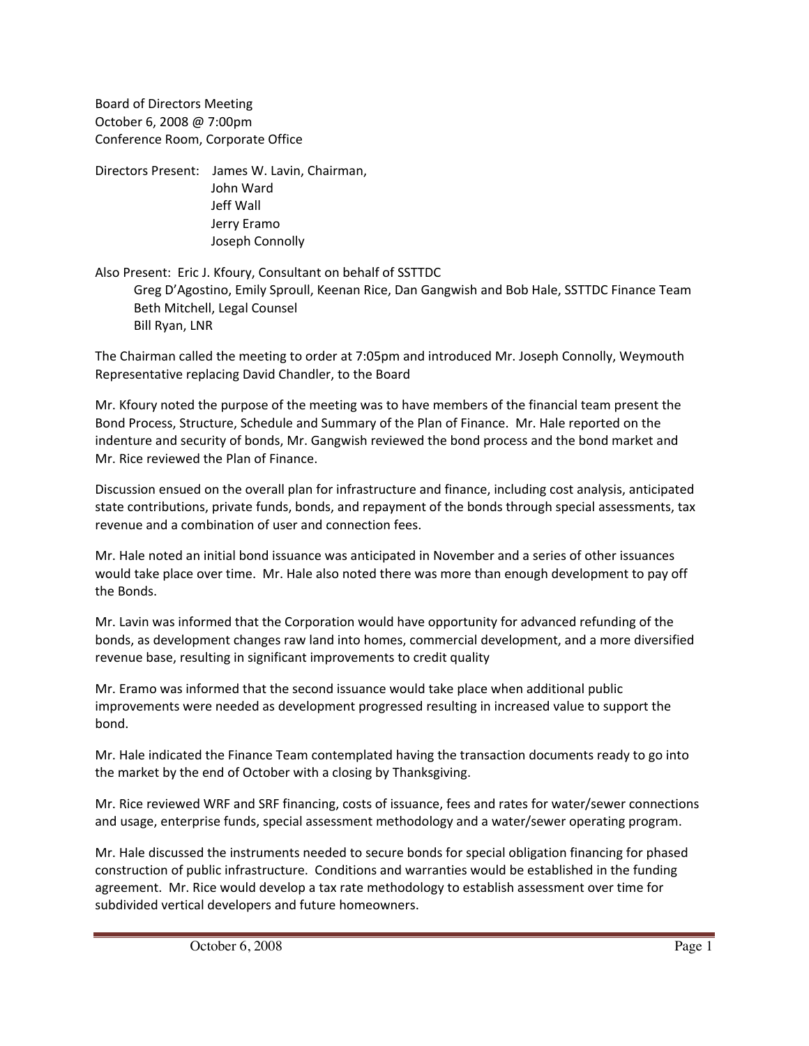Board of Directors Meeting
October 6, 2008 @ 7:00pm
Conference Room, Corporate Office

Directors Present: James W. Lavin, Chairman,
John Ward
Jeff Wall
Jerry Eramo
Joseph Connolly

Also Present: Eric J. Kfoury, Consultant on behalf of SSTTDC
Greg D'Agostino, Emily Sproull, Keenan Rice, Dan Gangwish and Bob Hale, SSTTDC Finance Team
Beth Mitchell, Legal Counsel
Bill Ryan, LNR

The Chairman called the meeting to order at 7:05pm and introduced Mr. Joseph Connolly, Weymouth Representative replacing David Chandler, to the Board

Mr. Kfoury noted the purpose of the meeting was to have members of the financial team present the Bond Process, Structure, Schedule and Summary of the Plan of Finance. Mr. Hale reported on the indenture and security of bonds, Mr. Gangwish reviewed the bond process and the bond market and Mr. Rice reviewed the Plan of Finance.

Discussion ensued on the overall plan for infrastructure and finance, including cost analysis, anticipated state contributions, private funds, bonds, and repayment of the bonds through special assessments, tax revenue and a combination of user and connection fees.

Mr. Hale noted an initial bond issuance was anticipated in November and a series of other issuances would take place over time. Mr. Hale also noted there was more than enough development to pay off the Bonds.

Mr. Lavin was informed that the Corporation would have opportunity for advanced refunding of the bonds, as development changes raw land into homes, commercial development, and a more diversified revenue base, resulting in significant improvements to credit quality

Mr. Eramo was informed that the second issuance would take place when additional public improvements were needed as development progressed resulting in increased value to support the bond.

Mr. Hale indicated the Finance Team contemplated having the transaction documents ready to go into the market by the end of October with a closing by Thanksgiving.

Mr. Rice reviewed WRF and SRF financing, costs of issuance, fees and rates for water/sewer connections and usage, enterprise funds, special assessment methodology and a water/sewer operating program.

Mr. Hale discussed the instruments needed to secure bonds for special obligation financing for phased construction of public infrastructure. Conditions and warranties would be established in the funding agreement. Mr. Rice would develop a tax rate methodology to establish assessment over time for subdivided vertical developers and future homeowners.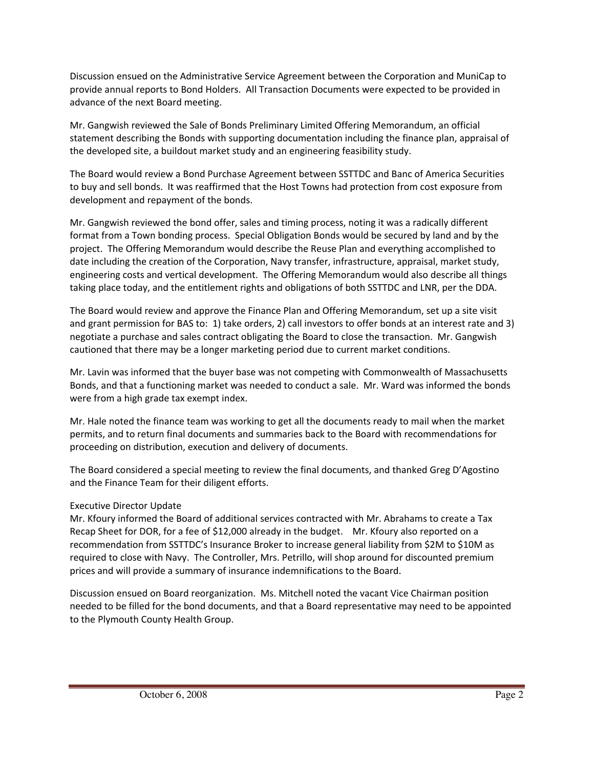Discussion ensued on the Administrative Service Agreement between the Corporation and MuniCap to provide annual reports to Bond Holders. All Transaction Documents were expected to be provided in advance of the next Board meeting.

Mr. Gangwish reviewed the Sale of Bonds Preliminary Limited Offering Memorandum, an official statement describing the Bonds with supporting documentation including the finance plan, appraisal of the developed site, a buildout market study and an engineering feasibility study.

The Board would review a Bond Purchase Agreement between SSTTDC and Banc of America Securities to buy and sell bonds. It was reaffirmed that the Host Towns had protection from cost exposure from development and repayment of the bonds.

Mr. Gangwish reviewed the bond offer, sales and timing process, noting it was a radically different format from a Town bonding process. Special Obligation Bonds would be secured by land and by the project. The Offering Memorandum would describe the Reuse Plan and everything accomplished to date including the creation of the Corporation, Navy transfer, infrastructure, appraisal, market study, engineering costs and vertical development. The Offering Memorandum would also describe all things taking place today, and the entitlement rights and obligations of both SSTTDC and LNR, per the DDA.

The Board would review and approve the Finance Plan and Offering Memorandum, set up a site visit and grant permission for BAS to: 1) take orders, 2) call investors to offer bonds at an interest rate and 3) negotiate a purchase and sales contract obligating the Board to close the transaction. Mr. Gangwish cautioned that there may be a longer marketing period due to current market conditions.

Mr. Lavin was informed that the buyer base was not competing with Commonwealth of Massachusetts Bonds, and that a functioning market was needed to conduct a sale. Mr. Ward was informed the bonds were from a high grade tax exempt index.

Mr. Hale noted the finance team was working to get all the documents ready to mail when the market permits, and to return final documents and summaries back to the Board with recommendations for proceeding on distribution, execution and delivery of documents.

The Board considered a special meeting to review the final documents, and thanked Greg D'Agostino and the Finance Team for their diligent efforts.

Executive Director Update

Mr. Kfoury informed the Board of additional services contracted with Mr. Abrahams to create a Tax Recap Sheet for DOR, for a fee of $12,000 already in the budget. Mr. Kfoury also reported on a recommendation from SSTTDC's Insurance Broker to increase general liability from $2M to $10M as required to close with Navy. The Controller, Mrs. Petrillo, will shop around for discounted premium prices and will provide a summary of insurance indemnifications to the Board.

Discussion ensued on Board reorganization. Ms. Mitchell noted the vacant Vice Chairman position needed to be filled for the bond documents, and that a Board representative may need to be appointed to the Plymouth County Health Group.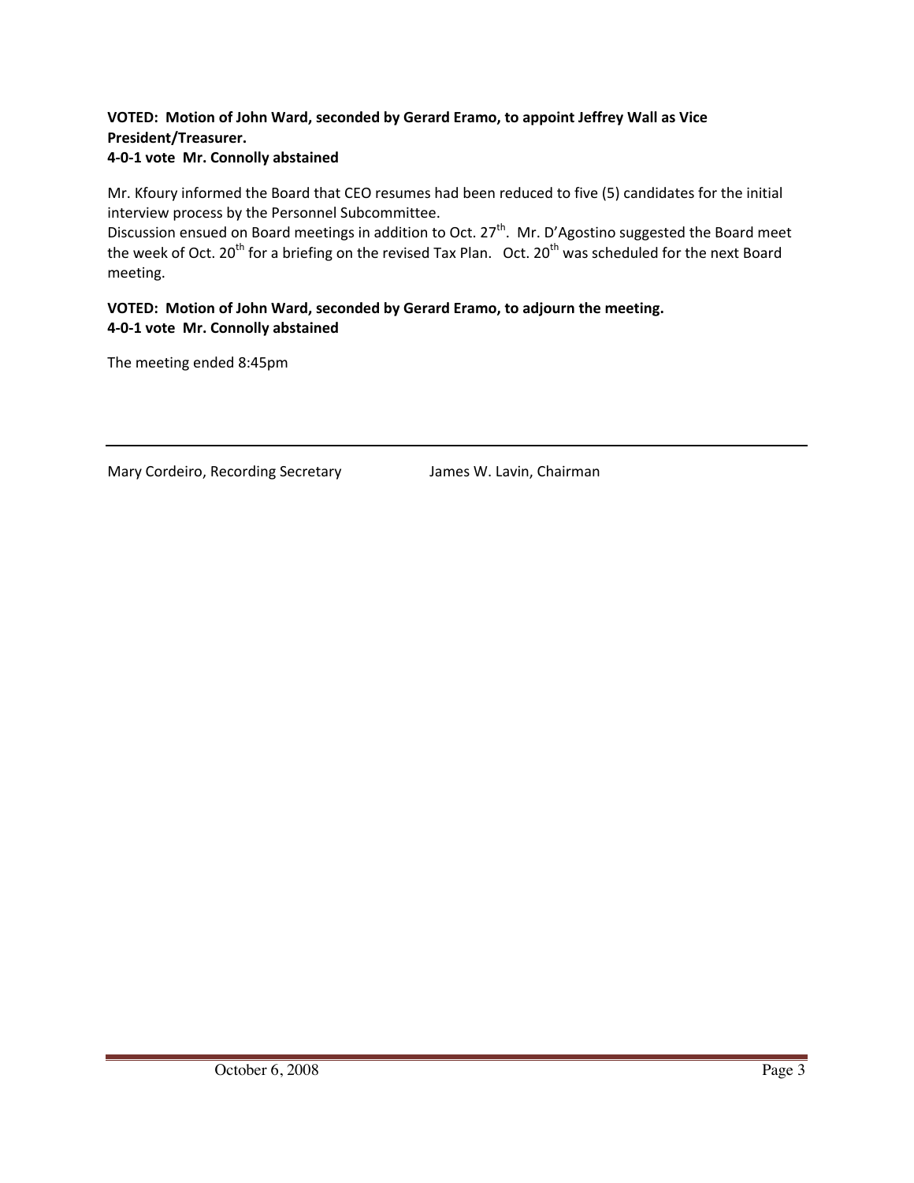**VOTED: Motion of John Ward, seconded by Gerard Eramo, to appoint Jeffrey Wall as Vice President/Treasurer.**
**4-0-1 vote Mr. Connolly abstained**

Mr. Kfoury informed the Board that CEO resumes had been reduced to five (5) candidates for the initial interview process by the Personnel Subcommittee.
Discussion ensued on Board meetings in addition to Oct. 27th. Mr. D'Agostino suggested the Board meet the week of Oct. 20th for a briefing on the revised Tax Plan. Oct. 20th was scheduled for the next Board meeting.

**VOTED: Motion of John Ward, seconded by Gerard Eramo, to adjourn the meeting.**
**4-0-1 vote Mr. Connolly abstained**

The meeting ended 8:45pm

---

Mary Cordeiro, Recording Secretary James W. Lavin, Chairman